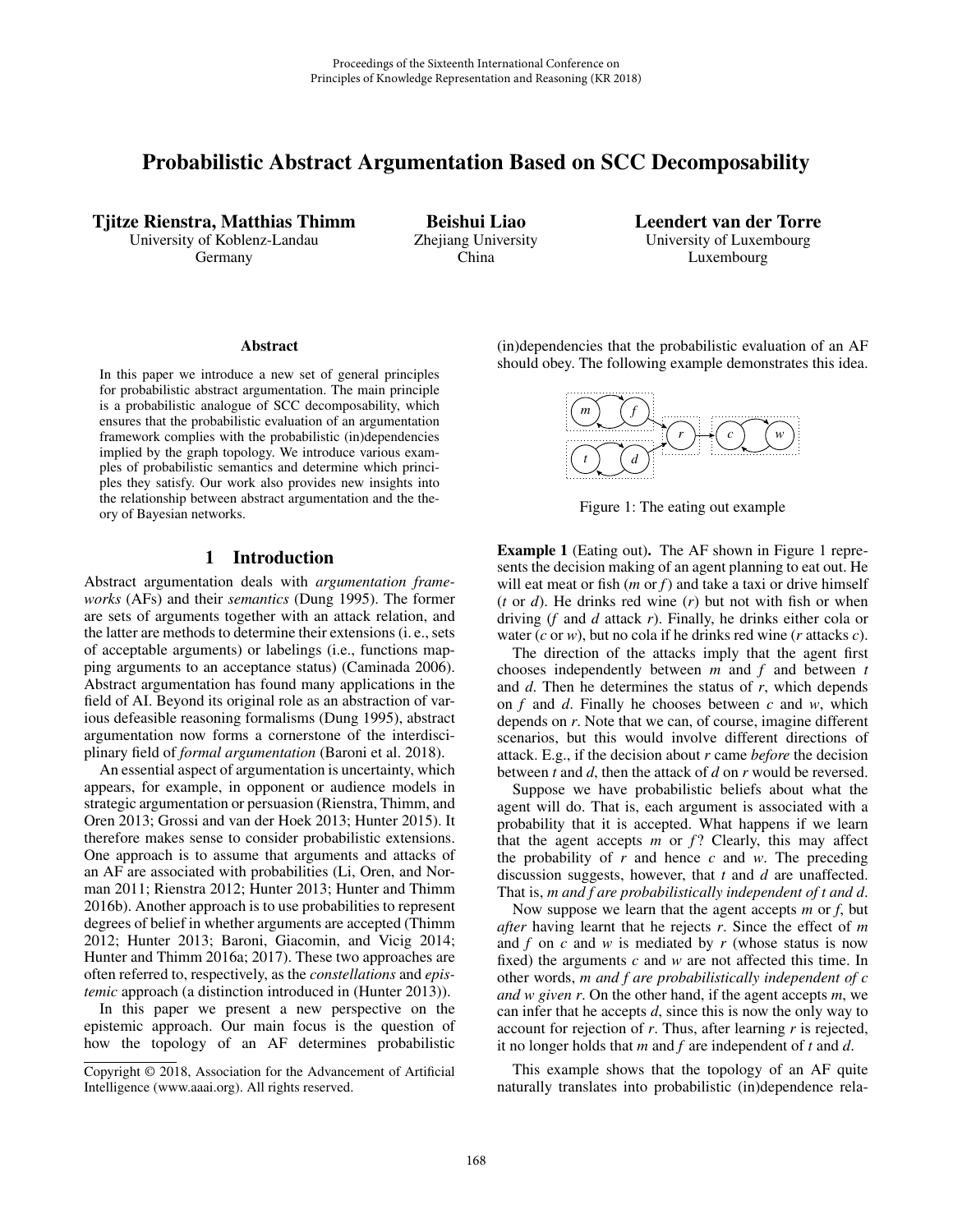# Probabilistic Abstract Argumentation Based on SCC Decomposability

**Tjitze Rienstra, Matthias Thimm**
University of Koblenz-Landau
Germany

**Beishui Liao**
Zhejiang University
China

**Leendert van der Torre**
University of Luxembourg
Luxembourg

## Abstract

In this paper we introduce a new set of general principles for probabilistic abstract argumentation. The main principle is a probabilistic analogue of SCC decomposability, which ensures that the probabilistic evaluation of an argumentation framework complies with the probabilistic (in)dependencies implied by the graph topology. We introduce various examples of probabilistic semantics and determine which principles they satisfy. Our work also provides new insights into the relationship between abstract argumentation and the theory of Bayesian networks.

## 1 Introduction

Abstract argumentation deals with *argumentation frameworks* (AFs) and their *semantics* (Dung 1995). The former are sets of arguments together with an attack relation, and the latter are methods to determine their extensions (i. e., sets of acceptable arguments) or labelings (i.e., functions mapping arguments to an acceptance status) (Caminada 2006). Abstract argumentation has found many applications in the field of AI. Beyond its original role as an abstraction of various defeasible reasoning formalisms (Dung 1995), abstract argumentation now forms a cornerstone of the interdisciplinary field of *formal argumentation* (Baroni et al. 2018).

An essential aspect of argumentation is uncertainty, which appears, for example, in opponent or audience models in strategic argumentation or persuasion (Rienstra, Thimm, and Oren 2013; Grossi and van der Hoek 2013; Hunter 2015). It therefore makes sense to consider probabilistic extensions. One approach is to assume that arguments and attacks of an AF are associated with probabilities (Li, Oren, and Norman 2011; Rienstra 2012; Hunter 2013; Hunter and Thimm 2016b). Another approach is to use probabilities to represent degrees of belief in whether arguments are accepted (Thimm 2012; Hunter 2013; Baroni, Giacomin, and Vicig 2014; Hunter and Thimm 2016a; 2017). These two approaches are often referred to, respectively, as the *constellations* and *epistemic* approach (a distinction introduced in (Hunter 2013)).

In this paper we present a new perspective on the epistemic approach. Our main focus is the question of how the topology of an AF determines probabilistic (in)dependencies that the probabilistic evaluation of an AF should obey. The following example demonstrates this idea.

Figure 1: The eating out example

**Example 1** (Eating out)**.** The AF shown in Figure 1 represents the decision making of an agent planning to eat out. He will eat meat or fish ($m$ or $f$) and take a taxi or drive himself ($t$ or $d$). He drinks red wine ($r$) but not with fish or when driving ($f$ and $d$ attack $r$). Finally, he drinks either cola or water ($c$ or $w$), but no cola if he drinks red wine ($r$ attacks $c$).

The direction of the attacks imply that the agent first chooses independently between $m$ and $f$ and between $t$ and $d$. Then he determines the status of $r$, which depends on $f$ and $d$. Finally he chooses between $c$ and $w$, which depends on $r$. Note that we can, of course, imagine different scenarios, but this would involve different directions of attack. E.g., if the decision about $r$ came *before* the decision between $t$ and $d$, then the attack of $d$ on $r$ would be reversed.

Suppose we have probabilistic beliefs about what the agent will do. That is, each argument is associated with a probability that it is accepted. What happens if we learn that the agent accepts $m$ or $f$? Clearly, this may affect the probability of $r$ and hence $c$ and $w$. The preceding discussion suggests, however, that $t$ and $d$ are unaffected. That is, *$m$ and $f$ are probabilistically independent of $t$ and $d$*.

Now suppose we learn that the agent accepts $m$ or $f$, but *after* having learnt that he rejects $r$. Since the effect of $m$ and $f$ on $c$ and $w$ is mediated by $r$ (whose status is now fixed) the arguments $c$ and $w$ are not affected this time. In other words, *$m$ and $f$ are probabilistically independent of $c$ and $w$ given $r$*. On the other hand, if the agent accepts $m$, we can infer that he accepts $d$, since this is now the only way to account for rejection of $r$. Thus, after learning $r$ is rejected, it no longer holds that $m$ and $f$ are independent of $t$ and $d$.

This example shows that the topology of an AF quite naturally translates into probabilistic (in)dependence rela-

Copyright © 2018, Association for the Advancement of Artificial Intelligence (www.aaai.org). All rights reserved.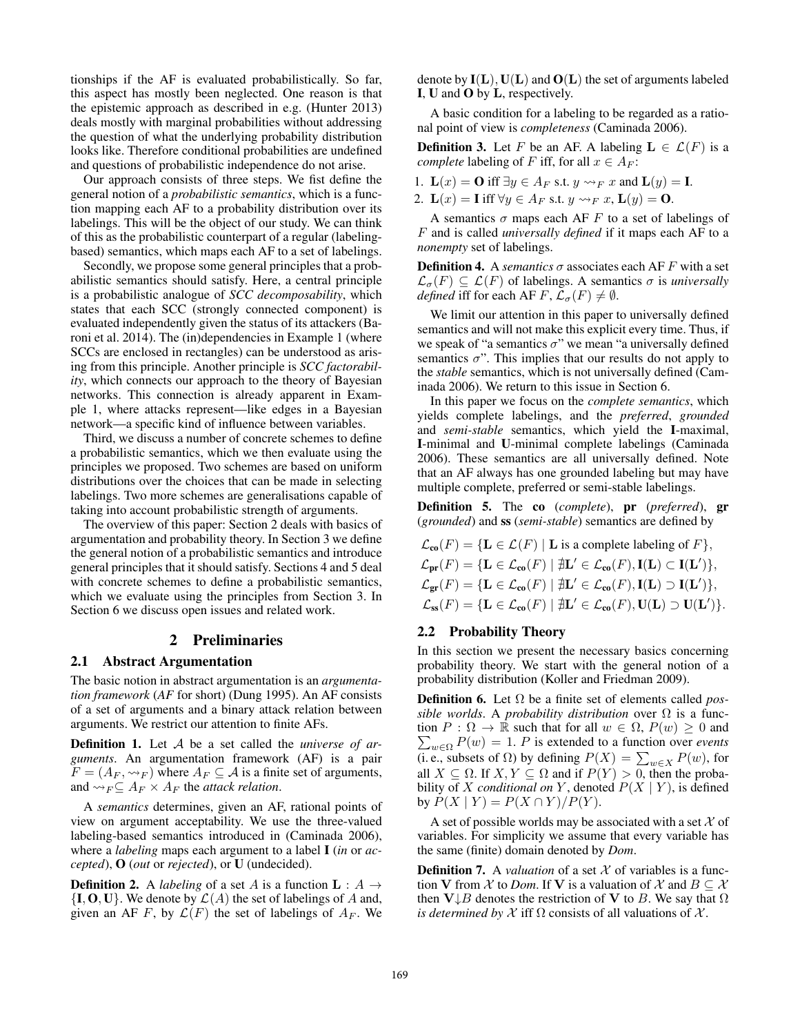tionships if the AF is evaluated probabilistically. So far, this aspect has mostly been neglected. One reason is that the epistemic approach as described in e.g. (Hunter 2013) deals mostly with marginal probabilities without addressing the question of what the underlying probability distribution looks like. Therefore conditional probabilities are undefined and questions of probabilistic independence do not arise.

Our approach consists of three steps. We fist define the general notion of a *probabilistic semantics*, which is a function mapping each AF to a probability distribution over its labelings. This will be the object of our study. We can think of this as the probabilistic counterpart of a regular (labeling-based) semantics, which maps each AF to a set of labelings.

Secondly, we propose some general principles that a probabilistic semantics should satisfy. Here, a central principle is a probabilistic analogue of *SCC decomposability*, which states that each SCC (strongly connected component) is evaluated independently given the status of its attackers (Baroni et al. 2014). The (in)dependencies in Example 1 (where SCCs are enclosed in rectangles) can be understood as arising from this principle. Another principle is *SCC factorability*, which connects our approach to the theory of Bayesian networks. This connection is already apparent in Example 1, where attacks represent—like edges in a Bayesian network—a specific kind of influence between variables.

Third, we discuss a number of concrete schemes to define a probabilistic semantics, which we then evaluate using the principles we proposed. Two schemes are based on uniform distributions over the choices that can be made in selecting labelings. Two more schemes are generalisations capable of taking into account probabilistic strength of arguments.

The overview of this paper: Section 2 deals with basics of argumentation and probability theory. In Section 3 we define the general notion of a probabilistic semantics and introduce general principles that it should satisfy. Sections 4 and 5 deal with concrete schemes to define a probabilistic semantics, which we evaluate using the principles from Section 3. In Section 6 we discuss open issues and related work.

## 2 Preliminaries

### 2.1 Abstract Argumentation

The basic notion in abstract argumentation is an *argumentation framework* (*AF* for short) (Dung 1995). An AF consists of a set of arguments and a binary attack relation between arguments. We restrict our attention to finite AFs.

**Definition 1.** Let $\mathcal{A}$ be a set called the *universe of arguments*. An argumentation framework (AF) is a pair $F = (A_F, \rightsquigarrow_F)$ where $A_F \subseteq \mathcal{A}$ is a finite set of arguments, and $\rightsquigarrow_F \subseteq A_F \times A_F$ the *attack relation*.

A *semantics* determines, given an AF, rational points of view on argument acceptability. We use the three-valued labeling-based semantics introduced in (Caminada 2006), where a *labeling* maps each argument to a label $\mathbf{I}$ (*in* or *accepted*), $\mathbf{O}$ (*out* or *rejected*), or $\mathbf{U}$ (undecided).

**Definition 2.** A *labeling* of a set $A$ is a function $\mathbf{L} : A \rightarrow \{\mathbf{I}, \mathbf{O}, \mathbf{U}\}$. We denote by $\mathcal{L}(A)$ the set of labelings of $A$ and, given an AF $F$, by $\mathcal{L}(F)$ the set of labelings of $A_F$. We denote by $\mathbf{I}(\mathbf{L}), \mathbf{U}(\mathbf{L})$ and $\mathbf{O}(\mathbf{L})$ the set of arguments labeled $\mathbf{I}$, $\mathbf{U}$ and $\mathbf{O}$ by $\mathbf{L}$, respectively.

A basic condition for a labeling to be regarded as a rational point of view is *completeness* (Caminada 2006).

**Definition 3.** Let $F$ be an AF. A labeling $\mathbf{L} \in \mathcal{L}(F)$ is a *complete* labeling of $F$ iff, for all $x \in A_F$:

1. $\mathbf{L}(x) = \mathbf{O}$ iff $\exists y \in A_F$ s.t. $y \rightsquigarrow_F x$ and $\mathbf{L}(y) = \mathbf{I}$.
2. $\mathbf{L}(x) = \mathbf{I}$ iff $\forall y \in A_F$ s.t. $y \rightsquigarrow_F x$, $\mathbf{L}(y) = \mathbf{O}$.

A semantics $\sigma$ maps each AF $F$ to a set of labelings of $F$ and is called *universally defined* if it maps each AF to a *nonempty* set of labelings.

**Definition 4.** A *semantics* $\sigma$ associates each AF $F$ with a set $\mathcal{L}_\sigma(F) \subseteq \mathcal{L}(F)$ of labelings. A semantics $\sigma$ is *universally defined* iff for each AF $F$, $\mathcal{L}_\sigma(F) \neq \emptyset$.

We limit our attention in this paper to universally defined semantics and will not make this explicit every time. Thus, if we speak of "a semantics $\sigma$" we mean "a universally defined semantics $\sigma$". This implies that our results do not apply to the *stable* semantics, which is not universally defined (Caminada 2006). We return to this issue in Section 6.

In this paper we focus on the *complete semantics*, which yields complete labelings, and the *preferred*, *grounded* and *semi-stable* semantics, which yield the $\mathbf{I}$-maximal, $\mathbf{I}$-minimal and $\mathbf{U}$-minimal complete labelings (Caminada 2006). These semantics are all universally defined. Note that an AF always has one grounded labeling but may have multiple complete, preferred or semi-stable labelings.

**Definition 5.** The **co** (*complete*), **pr** (*preferred*), **gr** (*grounded*) and **ss** (*semi-stable*) semantics are defined by

$$\mathcal{L}_{\mathbf{co}}(F) = \{\mathbf{L} \in \mathcal{L}(F) \mid \mathbf{L} \text{ is a complete labeling of } F\},$$
$$\mathcal{L}_{\mathbf{pr}}(F) = \{\mathbf{L} \in \mathcal{L}_{\mathbf{co}}(F) \mid \nexists \mathbf{L}' \in \mathcal{L}_{\mathbf{co}}(F), \mathbf{I}(\mathbf{L}) \subset \mathbf{I}(\mathbf{L}')\},$$
$$\mathcal{L}_{\mathbf{gr}}(F) = \{\mathbf{L} \in \mathcal{L}_{\mathbf{co}}(F) \mid \nexists \mathbf{L}' \in \mathcal{L}_{\mathbf{co}}(F), \mathbf{I}(\mathbf{L}) \supset \mathbf{I}(\mathbf{L}')\},$$
$$\mathcal{L}_{\mathbf{ss}}(F) = \{\mathbf{L} \in \mathcal{L}_{\mathbf{co}}(F) \mid \nexists \mathbf{L}' \in \mathcal{L}_{\mathbf{co}}(F), \mathbf{U}(\mathbf{L}) \supset \mathbf{U}(\mathbf{L}')\}.$$

### 2.2 Probability Theory

In this section we present the necessary basics concerning probability theory. We start with the general notion of a probability distribution (Koller and Friedman 2009).

**Definition 6.** Let $\Omega$ be a finite set of elements called *possible worlds*. A *probability distribution* over $\Omega$ is a function $P : \Omega \rightarrow \mathbb{R}$ such that for all $w \in \Omega$, $P(w) \geq 0$ and $\sum_{w \in \Omega} P(w) = 1$. $P$ is extended to a function over *events* (i. e., subsets of $\Omega$) by defining $P(X) = \sum_{w \in X} P(w)$, for all $X \subseteq \Omega$. If $X, Y \subseteq \Omega$ and if $P(Y) > 0$, then the probability of $X$ *conditional on* $Y$, denoted $P(X \mid Y)$, is defined by $P(X \mid Y) = P(X \cap Y)/P(Y)$.

A set of possible worlds may be associated with a set $\mathcal{X}$ of variables. For simplicity we assume that every variable has the same (finite) domain denoted by *Dom*.

**Definition 7.** A *valuation* of a set $\mathcal{X}$ of variables is a function $\mathbf{V}$ from $\mathcal{X}$ to *Dom*. If $\mathbf{V}$ is a valuation of $\mathcal{X}$ and $B \subseteq \mathcal{X}$ then $\mathbf{V}{\downarrow}B$ denotes the restriction of $\mathbf{V}$ to $B$. We say that $\Omega$ *is determined by* $\mathcal{X}$ iff $\Omega$ consists of all valuations of $\mathcal{X}$.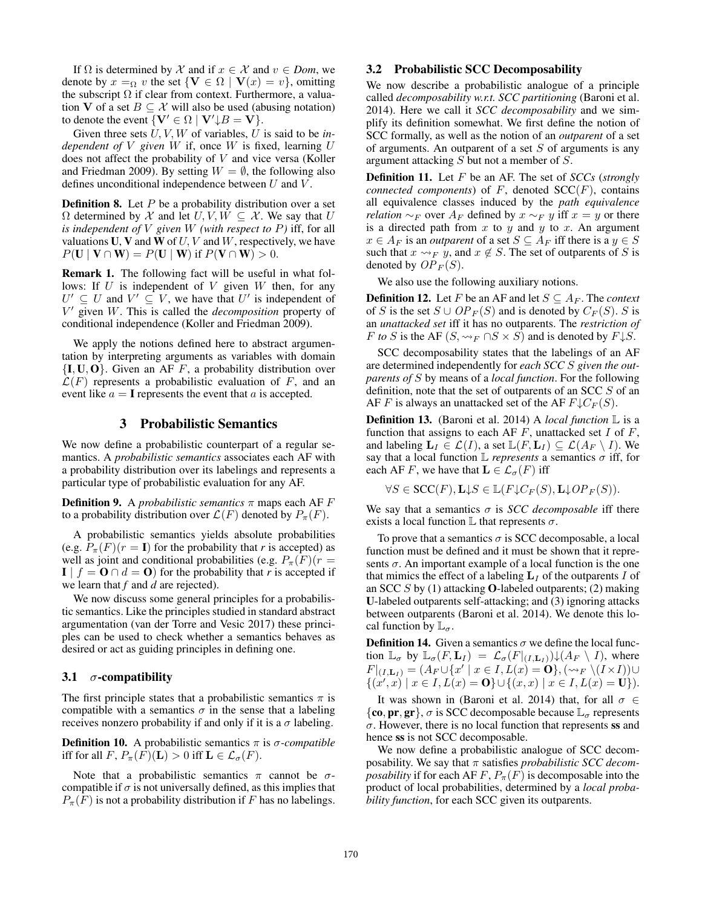If $\Omega$ is determined by $\mathcal{X}$ and if $x \in \mathcal{X}$ and $v \in \mathit{Dom}$, we denote by $x =_\Omega v$ the set $\{\mathbf{V} \in \Omega \mid \mathbf{V}(x) = v\}$, omitting the subscript $\Omega$ if clear from context. Furthermore, a valuation $\mathbf{V}$ of a set $B \subseteq \mathcal{X}$ will also be used (abusing notation) to denote the event $\{\mathbf{V}' \in \Omega \mid \mathbf{V}'{\downarrow}B = \mathbf{V}\}$.

Given three sets $U, V, W$ of variables, $U$ is said to be *independent of $V$ given $W$* if, once $W$ is fixed, learning $U$ does not affect the probability of $V$ and vice versa (Koller and Friedman 2009). By setting $W = \emptyset$, the following also defines unconditional independence between $U$ and $V$.

**Definition 8.** Let $P$ be a probability distribution over a set $\Omega$ determined by $\mathcal{X}$ and let $U, V, W \subseteq \mathcal{X}$. We say that $U$ *is independent of $V$ given $W$ (with respect to $P$)* iff, for all valuations $\mathbf{U}$, $\mathbf{V}$ and $\mathbf{W}$ of $U, V$ and $W$, respectively, we have $P(\mathbf{U} \mid \mathbf{V} \cap \mathbf{W}) = P(\mathbf{U} \mid \mathbf{W})$ if $P(\mathbf{V} \cap \mathbf{W}) > 0$.

**Remark 1.** The following fact will be useful in what follows: If $U$ is independent of $V$ given $W$ then, for any $U' \subseteq U$ and $V' \subseteq V$, we have that $U'$ is independent of $V'$ given $W$. This is called the *decomposition* property of conditional independence (Koller and Friedman 2009).

We apply the notions defined here to abstract argumentation by interpreting arguments as variables with domain $\{\mathbf{I}, \mathbf{U}, \mathbf{O}\}$. Given an AF $F$, a probability distribution over $\mathcal{L}(F)$ represents a probabilistic evaluation of $F$, and an event like $a = \mathbf{I}$ represents the event that $a$ is accepted.

## 3 Probabilistic Semantics

We now define a probabilistic counterpart of a regular semantics. A *probabilistic semantics* associates each AF with a probability distribution over its labelings and represents a particular type of probabilistic evaluation for any AF.

**Definition 9.** A *probabilistic semantics* $\pi$ maps each AF $F$ to a probability distribution over $\mathcal{L}(F)$ denoted by $P_\pi(F)$.

A probabilistic semantics yields absolute probabilities (e.g. $P_\pi(F)(r = \mathbf{I})$ for the probability that *r* is accepted) as well as joint and conditional probabilities (e.g. $P_\pi(F)(r = \mathbf{I} \mid f = \mathbf{O} \cap d = \mathbf{O})$ for the probability that *r* is accepted if we learn that *f* and *d* are rejected).

We now discuss some general principles for a probabilistic semantics. Like the principles studied in standard abstract argumentation (van der Torre and Vesic 2017) these principles can be used to check whether a semantics behaves as desired or act as guiding principles in defining one.

### 3.1 $\sigma$-compatibility

The first principle states that a probabilistic semantics $\pi$ is compatible with a semantics $\sigma$ in the sense that a labeling receives nonzero probability if and only if it is a $\sigma$ labeling.

**Definition 10.** A probabilistic semantics $\pi$ is *$\sigma$-compatible* iff for all $F$, $P_\pi(F)(\mathbf{L}) > 0$ iff $\mathbf{L} \in \mathcal{L}_\sigma(F)$.

Note that a probabilistic semantics $\pi$ cannot be $\sigma$-compatible if $\sigma$ is not universally defined, as this implies that $P_\pi(F)$ is not a probability distribution if $F$ has no labelings.

### 3.2 Probabilistic SCC Decomposability

We now describe a probabilistic analogue of a principle called *decomposability w.r.t. SCC partitioning* (Baroni et al. 2014). Here we call it *SCC decomposability* and we simplify its definition somewhat. We first define the notion of SCC formally, as well as the notion of an *outparent* of a set of arguments. An outparent of a set $S$ of arguments is any argument attacking $S$ but not a member of $S$.

**Definition 11.** Let $F$ be an AF. The set of *SCCs* (*strongly connected components*) of $F$, denoted $\mathrm{SCC}(F)$, contains all equivalence classes induced by the *path equivalence relation* $\sim_F$ over $A_F$ defined by $x \sim_F y$ iff $x = y$ or there is a directed path from $x$ to $y$ and $y$ to $x$. An argument $x \in A_F$ is an *outparent* of a set $S \subseteq A_F$ iff there is a $y \in S$ such that $x \rightsquigarrow_F y$, and $x \notin S$. The set of outparents of $S$ is denoted by $OP_F(S)$.

We also use the following auxiliary notions.

**Definition 12.** Let $F$ be an AF and let $S \subseteq A_F$. The *context* of $S$ is the set $S \cup OP_F(S)$ and is denoted by $C_F(S)$. $S$ is an *unattacked set* iff it has no outparents. The *restriction of $F$ to $S$* is the AF $(S, \rightsquigarrow_F \cap S \times S)$ and is denoted by $F{\downarrow}S$.

SCC decomposability states that the labelings of an AF are determined independently for *each SCC $S$ given the outparents of $S$* by means of a *local function*. For the following definition, note that the set of outparents of an SCC $S$ of an AF $F$ is always an unattacked set of the AF $F{\downarrow}C_F(S)$.

**Definition 13.** (Baroni et al. 2014) A *local function* $\mathbb{L}$ is a function that assigns to each AF $F$, unattacked set $I$ of $F$, and labeling $\mathbf{L}_I \in \mathcal{L}(I)$, a set $\mathbb{L}(F, \mathbf{L}_I) \subseteq \mathcal{L}(A_F \setminus I)$. We say that a local function $\mathbb{L}$ *represents* a semantics $\sigma$ iff, for each AF $F$, we have that $\mathbf{L} \in \mathcal{L}_\sigma(F)$ iff

$$\forall S \in \mathrm{SCC}(F), \mathbf{L}{\downarrow}S \in \mathbb{L}(F{\downarrow}C_F(S), \mathbf{L}{\downarrow}OP_F(S)).$$

We say that a semantics $\sigma$ is *SCC decomposable* iff there exists a local function $\mathbb{L}$ that represents $\sigma$.

To prove that a semantics $\sigma$ is SCC decomposable, a local function must be defined and it must be shown that it represents $\sigma$. An important example of a local function is the one that mimics the effect of a labeling $\mathbf{L}_I$ of the outparents $I$ of an SCC $S$ by (1) attacking $\mathbf{O}$-labeled outparents; (2) making $\mathbf{U}$-labeled outparents self-attacking; and (3) ignoring attacks between outparents (Baroni et al. 2014). We denote this local function by $\mathbb{L}_\sigma$.

**Definition 14.** Given a semantics $\sigma$ we define the local function $\mathbb{L}_\sigma$ by $\mathbb{L}_\sigma(F, \mathbf{L}_I) = \mathcal{L}_\sigma(F|_{(I,\mathbf{L}_I)}){\downarrow}(A_F \setminus I)$, where $F|_{(I,\mathbf{L}_I)} = (A_F \cup \{x' \mid x \in I, L(x) = \mathbf{O}\}, (\rightsquigarrow_F \setminus (I \times I)) \cup \{(x', x) \mid x \in I, L(x) = \mathbf{O}\} \cup \{(x, x) \mid x \in I, L(x) = \mathbf{U}\})$.

It was shown in (Baroni et al. 2014) that, for all $\sigma \in \{\mathbf{co}, \mathbf{pr}, \mathbf{gr}\}$, $\sigma$ is SCC decomposable because $\mathbb{L}_\sigma$ represents $\sigma$. However, there is no local function that represents $\mathbf{ss}$ and hence $\mathbf{ss}$ is not SCC decomposable.

We now define a probabilistic analogue of SCC decomposability. We say that $\pi$ satisfies *probabilistic SCC decomposability* if for each AF $F$, $P_\pi(F)$ is decomposable into the product of local probabilities, determined by a *local probability function*, for each SCC given its outparents.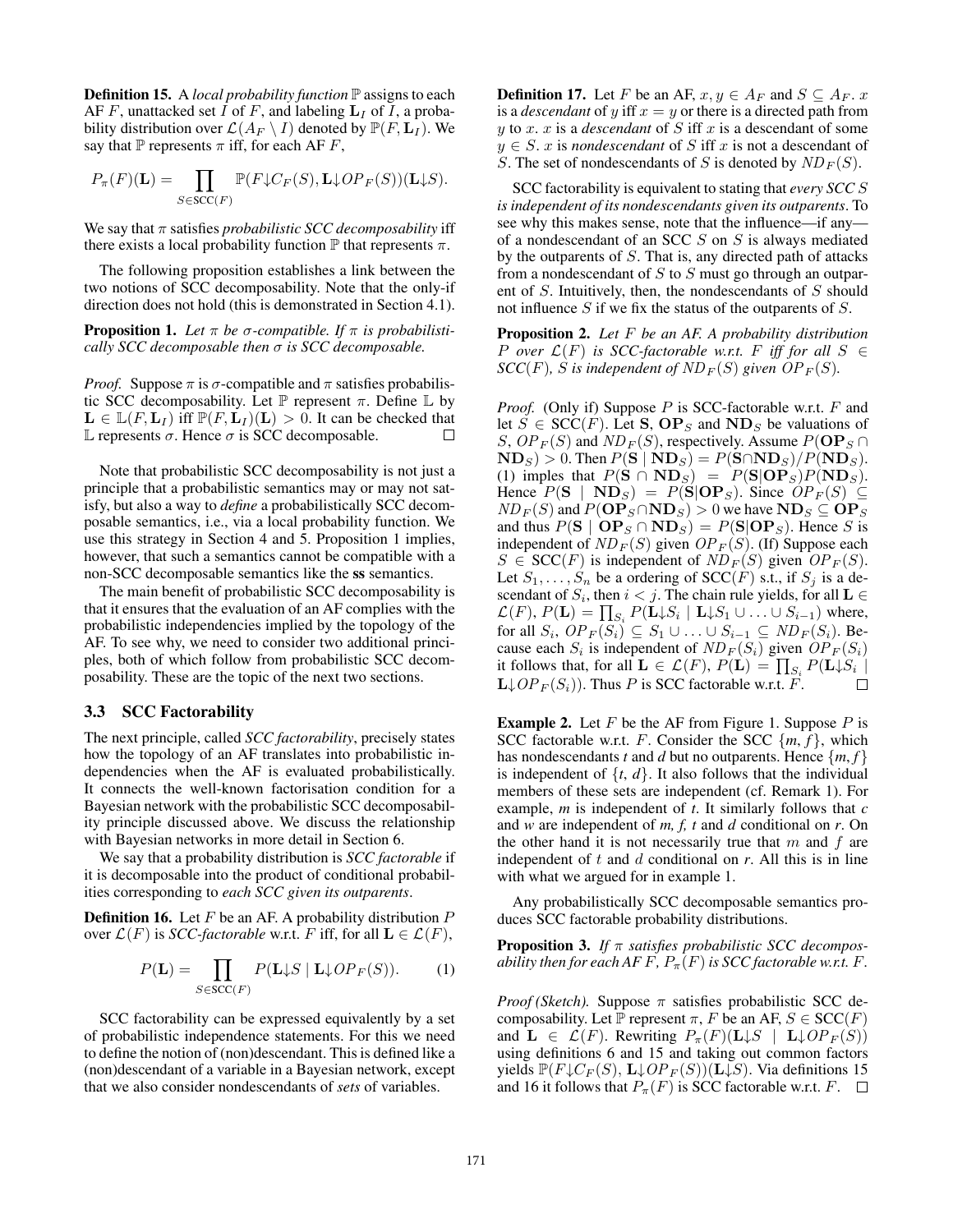**Definition 15.** A *local probability function* $\mathbb{P}$ assigns to each AF $F$, unattacked set $I$ of $F$, and labeling $\mathbf{L}_I$ of $I$, a probability distribution over $\mathcal{L}(A_F \setminus I)$ denoted by $\mathbb{P}(F, \mathbf{L}_I)$. We say that $\mathbb{P}$ represents $\pi$ iff, for each AF $F$,

$$P_\pi(F)(\mathbf{L}) = \prod_{S \in \text{SCC}(F)} \mathbb{P}(F{\downarrow}C_F(S), \mathbf{L}{\downarrow}OP_F(S))(\mathbf{L}{\downarrow}S).$$

We say that $\pi$ satisfies *probabilistic SCC decomposability* iff there exists a local probability function $\mathbb{P}$ that represents $\pi$.

The following proposition establishes a link between the two notions of SCC decomposability. Note that the only-if direction does not hold (this is demonstrated in Section 4.1).

**Proposition 1.** *Let $\pi$ be $\sigma$-compatible. If $\pi$ is probabilistically SCC decomposable then $\sigma$ is SCC decomposable.*

*Proof.* Suppose $\pi$ is $\sigma$-compatible and $\pi$ satisfies probabilistic SCC decomposability. Let $\mathbb{P}$ represent $\pi$. Define $\mathbb{L}$ by $\mathbf{L} \in \mathbb{L}(F, \mathbf{L}_I)$ iff $\mathbb{P}(F, \mathbf{L}_I)(\mathbf{L}) > 0$. It can be checked that $\mathbb{L}$ represents $\sigma$. Hence $\sigma$ is SCC decomposable. □

Note that probabilistic SCC decomposability is not just a principle that a probabilistic semantics may or may not satisfy, but also a way to *define* a probabilistically SCC decomposable semantics, i.e., via a local probability function. We use this strategy in Section 4 and 5. Proposition 1 implies, however, that such a semantics cannot be compatible with a non-SCC decomposable semantics like the **ss** semantics.

The main benefit of probabilistic SCC decomposability is that it ensures that the evaluation of an AF complies with the probabilistic independencies implied by the topology of the AF. To see why, we need to consider two additional principles, both of which follow from probabilistic SCC decomposability. These are the topic of the next two sections.

### 3.3 SCC Factorability

The next principle, called *SCC factorability*, precisely states how the topology of an AF translates into probabilistic independencies when the AF is evaluated probabilistically. It connects the well-known factorisation condition for a Bayesian network with the probabilistic SCC decomposability principle discussed above. We discuss the relationship with Bayesian networks in more detail in Section 6.

We say that a probability distribution is *SCC factorable* if it is decomposable into the product of conditional probabilities corresponding to *each SCC given its outparents*.

**Definition 16.** Let $F$ be an AF. A probability distribution $P$ over $\mathcal{L}(F)$ is *SCC-factorable* w.r.t. $F$ iff, for all $\mathbf{L} \in \mathcal{L}(F)$,

$$P(\mathbf{L}) = \prod_{S \in \text{SCC}(F)} P(\mathbf{L}{\downarrow}S \mid \mathbf{L}{\downarrow}OP_F(S)). \tag{1}$$

SCC factorability can be expressed equivalently by a set of probabilistic independence statements. For this we need to define the notion of (non)descendant. This is defined like a (non)descendant of a variable in a Bayesian network, except that we also consider nondescendants of *sets* of variables.

**Definition 17.** Let $F$ be an AF, $x, y \in A_F$ and $S \subseteq A_F$. $x$ is a *descendant* of $y$ iff $x = y$ or there is a directed path from $y$ to $x$. $x$ is a *descendant* of $S$ iff $x$ is a descendant of some $y \in S$. $x$ is *nondescendant* of $S$ iff $x$ is not a descendant of $S$. The set of nondescendants of $S$ is denoted by $ND_F(S)$.

SCC factorability is equivalent to stating that *every SCC $S$ is independent of its nondescendants given its outparents*. To see why this makes sense, note that the influence—if any—of a nondescendant of an SCC $S$ on $S$ is always mediated by the outparents of $S$. That is, any directed path of attacks from a nondescendant of $S$ to $S$ must go through an outparent of $S$. Intuitively, then, the nondescendants of $S$ should not influence $S$ if we fix the status of the outparents of $S$.

**Proposition 2.** *Let $F$ be an AF. A probability distribution $P$ over $\mathcal{L}(F)$ is SCC-factorable w.r.t. $F$ iff for all $S \in$ SCC($F$), $S$ is independent of $ND_F(S)$ given $OP_F(S)$.*

*Proof.* (Only if) Suppose $P$ is SCC-factorable w.r.t. $F$ and let $S \in \text{SCC}(F)$. Let $\mathbf{S}$, $\mathbf{OP}_S$ and $\mathbf{ND}_S$ be valuations of $S$, $OP_F(S)$ and $ND_F(S)$, respectively. Assume $P(\mathbf{OP}_S \cap \mathbf{ND}_S) > 0$. Then $P(\mathbf{S} \mid \mathbf{ND}_S) = P(\mathbf{S} \cap \mathbf{ND}_S)/P(\mathbf{ND}_S)$. (1) imples that $P(\mathbf{S} \cap \mathbf{ND}_S) = P(\mathbf{S}|\mathbf{OP}_S)P(\mathbf{ND}_S)$. Hence $P(\mathbf{S} \mid \mathbf{ND}_S) = P(\mathbf{S}|\mathbf{OP}_S)$. Since $OP_F(S) \subseteq ND_F(S)$ and $P(\mathbf{OP}_S \cap \mathbf{ND}_S) > 0$ we have $\mathbf{ND}_S \subseteq \mathbf{OP}_S$ and thus $P(\mathbf{S} \mid \mathbf{OP}_S \cap \mathbf{ND}_S) = P(\mathbf{S}|\mathbf{OP}_S)$. Hence $S$ is independent of $ND_F(S)$ given $OP_F(S)$. (If) Suppose each $S \in \text{SCC}(F)$ is independent of $ND_F(S)$ given $OP_F(S)$. Let $S_1, \ldots, S_n$ be a ordering of SCC($F$) s.t., if $S_j$ is a descendant of $S_i$, then $i < j$. The chain rule yields, for all $\mathbf{L} \in \mathcal{L}(F)$, $P(\mathbf{L}) = \prod_{S_i} P(\mathbf{L}{\downarrow}S_i \mid \mathbf{L}{\downarrow}S_1 \cup \ldots \cup S_{i-1})$ where, for all $S_i$, $OP_F(S_i) \subseteq S_1 \cup \ldots \cup S_{i-1} \subseteq ND_F(S_i)$. Because each $S_i$ is independent of $ND_F(S_i)$ given $OP_F(S_i)$ it follows that, for all $\mathbf{L} \in \mathcal{L}(F)$, $P(\mathbf{L}) = \prod_{S_i} P(\mathbf{L}{\downarrow}S_i \mid \mathbf{L}{\downarrow}OP_F(S_i))$. Thus $P$ is SCC factorable w.r.t. $F$. □

**Example 2.** Let $F$ be the AF from Figure 1. Suppose $P$ is SCC factorable w.r.t. $F$. Consider the SCC $\{m, f\}$, which has nondescendants *t* and *d* but no outparents. Hence $\{m, f\}$ is independent of $\{t, d\}$. It also follows that the individual members of these sets are independent (cf. Remark 1). For example, *m* is independent of *t*. It similarly follows that *c* and *w* are independent of *m, f, t* and *d* conditional on *r*. On the other hand it is not necessarily true that $m$ and $f$ are independent of $t$ and $d$ conditional on *r*. All this is in line with what we argued for in example 1.

Any probabilistically SCC decomposable semantics produces SCC factorable probability distributions.

**Proposition 3.** *If $\pi$ satisfies probabilistic SCC decomposability then for each AF $F$, $P_\pi(F)$ is SCC factorable w.r.t. $F$.*

*Proof (Sketch).* Suppose $\pi$ satisfies probabilistic SCC decomposability. Let $\mathbb{P}$ represent $\pi$, $F$ be an AF, $S \in \text{SCC}(F)$ and $\mathbf{L} \in \mathcal{L}(F)$. Rewriting $P_\pi(F)(\mathbf{L}{\downarrow}S \mid \mathbf{L}{\downarrow}OP_F(S))$ using definitions 6 and 15 and taking out common factors yields $\mathbb{P}(F{\downarrow}C_F(S), \mathbf{L}{\downarrow}OP_F(S))(\mathbf{L}{\downarrow}S)$. Via definitions 15 and 16 it follows that $P_\pi(F)$ is SCC factorable w.r.t. $F$. □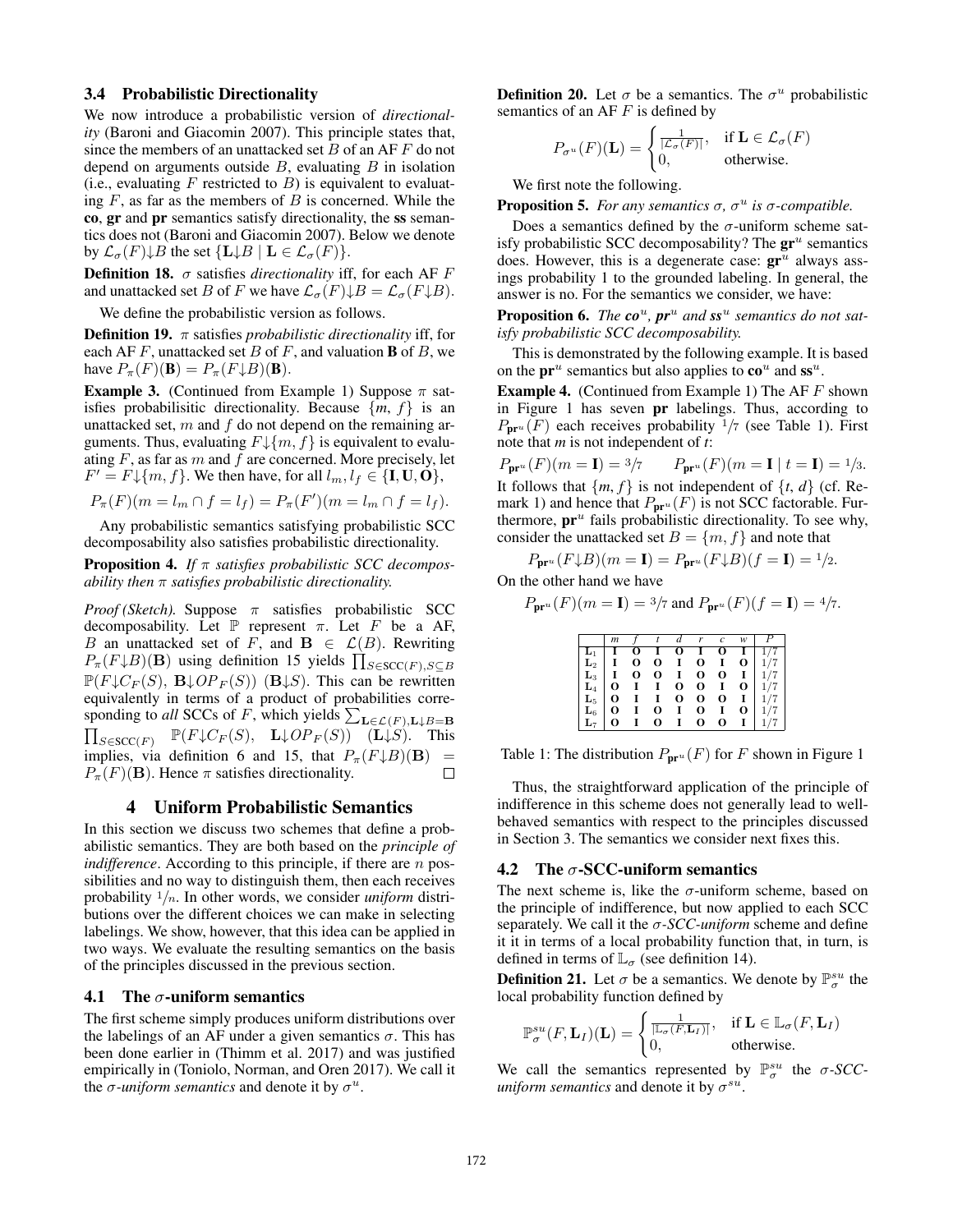### 3.4 Probabilistic Directionality

We now introduce a probabilistic version of *directionality* (Baroni and Giacomin 2007). This principle states that, since the members of an unattacked set $B$ of an AF $F$ do not depend on arguments outside $B$, evaluating $B$ in isolation (i.e., evaluating $F$ restricted to $B$) is equivalent to evaluating $F$, as far as the members of $B$ is concerned. While the **co**, **gr** and **pr** semantics satisfy directionality, the **ss** semantics does not (Baroni and Giacomin 2007). Below we denote by $\mathcal{L}_\sigma(F){\downarrow}B$ the set $\{\mathbf{L}{\downarrow}B \mid \mathbf{L} \in \mathcal{L}_\sigma(F)\}$.

**Definition 18.** $\sigma$ satisfies *directionality* iff, for each AF $F$ and unattacked set $B$ of $F$ we have $\mathcal{L}_\sigma(F){\downarrow}B = \mathcal{L}_\sigma(F{\downarrow}B)$.

We define the probabilistic version as follows.

**Definition 19.** $\pi$ satisfies *probabilistic directionality* iff, for each AF $F$, unattacked set $B$ of $F$, and valuation $\mathbf{B}$ of $B$, we have $P_\pi(F)(\mathbf{B}) = P_\pi(F{\downarrow}B)(\mathbf{B})$.

**Example 3.** (Continued from Example 1) Suppose $\pi$ satisfies probabilisitic directionality. Because $\{m, f\}$ is an unattacked set, $m$ and $f$ do not depend on the remaining arguments. Thus, evaluating $F{\downarrow}\{m, f\}$ is equivalent to evaluating $F$, as far as $m$ and $f$ are concerned. More precisely, let $F' = F{\downarrow}\{m, f\}$. We then have, for all $l_m, l_f \in \{\mathbf{I}, \mathbf{U}, \mathbf{O}\}$,

$$P_\pi(F)(m = l_m \cap f = l_f) = P_\pi(F')(m = l_m \cap f = l_f).$$

Any probabilistic semantics satisfying probabilistic SCC decomposability also satisfies probabilistic directionality.

**Proposition 4.** *If $\pi$ satisfies probabilistic SCC decomposability then $\pi$ satisfies probabilistic directionality.*

*Proof (Sketch).* Suppose $\pi$ satisfies probabilistic SCC decomposability. Let $\mathbb{P}$ represent $\pi$. Let $F$ be a AF, $B$ an unattacked set of $F$, and $\mathbf{B} \in \mathcal{L}(B)$. Rewriting $P_\pi(F{\downarrow}B)(\mathbf{B})$ using definition 15 yields $\prod_{S \in \text{SCC}(F), S \subseteq B} \mathbb{P}(F{\downarrow}C_F(S),\ \mathbf{B}{\downarrow}OP_F(S))\ (\mathbf{B}{\downarrow}S)$. This can be rewritten equivalently in terms of a product of probabilities corresponding to *all* SCCs of $F$, which yields $\sum_{\mathbf{L} \in \mathcal{L}(F), \mathbf{L}{\downarrow}B = \mathbf{B}} \prod_{S \in \text{SCC}(F)} \mathbb{P}(F{\downarrow}C_F(S),\ \mathbf{L}{\downarrow}OP_F(S))\ (\mathbf{L}{\downarrow}S)$. This implies, via definition 6 and 15, that $P_\pi(F{\downarrow}B)(\mathbf{B}) = P_\pi(F)(\mathbf{B})$. Hence $\pi$ satisfies directionality. $\square$

## 4 Uniform Probabilistic Semantics

In this section we discuss two schemes that define a probabilistic semantics. They are both based on the *principle of indifference*. According to this principle, if there are $n$ possibilities and no way to distinguish them, then each receives probability $1/n$. In other words, we consider *uniform* distributions over the different choices we can make in selecting labelings. We show, however, that this idea can be applied in two ways. We evaluate the resulting semantics on the basis of the principles discussed in the previous section.

### 4.1 The $\sigma$-uniform semantics

The first scheme simply produces uniform distributions over the labelings of an AF under a given semantics $\sigma$. This has been done earlier in (Thimm et al. 2017) and was justified empirically in (Toniolo, Norman, and Oren 2017). We call it the *$\sigma$-uniform semantics* and denote it by $\sigma^u$.

**Definition 20.** Let $\sigma$ be a semantics. The $\sigma^u$ probabilistic semantics of an AF $F$ is defined by

$$P_{\sigma^u}(F)(\mathbf{L}) = \begin{cases} \frac{1}{|\mathcal{L}_\sigma(F)|}, & \text{if } \mathbf{L} \in \mathcal{L}_\sigma(F) \\ 0, & \text{otherwise.} \end{cases}$$

We first note the following.

**Proposition 5.** *For any semantics $\sigma$, $\sigma^u$ is $\sigma$-compatible.*

Does a semantics defined by the $\sigma$-uniform scheme satisfy probabilistic SCC decomposability? The $\mathbf{gr}^u$ semantics does. However, this is a degenerate case: $\mathbf{gr}^u$ always assings probability 1 to the grounded labeling. In general, the answer is no. For the semantics we consider, we have:

**Proposition 6.** *The $\mathbf{co}^u$, $\mathbf{pr}^u$ and $\mathbf{ss}^u$ semantics do not satisfy probabilistic SCC decomposability.*

This is demonstrated by the following example. It is based on the $\mathbf{pr}^u$ semantics but also applies to $\mathbf{co}^u$ and $\mathbf{ss}^u$.

**Example 4.** (Continued from Example 1) The AF $F$ shown in Figure 1 has seven **pr** labelings. Thus, according to $P_{\mathbf{pr}^u}(F)$ each receives probability $1/7$ (see Table 1). First note that $m$ is not independent of $t$:

$$P_{\mathbf{pr}^u}(F)(m = \mathbf{I}) = 3/7 \qquad P_{\mathbf{pr}^u}(F)(m = \mathbf{I} \mid t = \mathbf{I}) = 1/3.$$

It follows that $\{m, f\}$ is not independent of $\{t, d\}$ (cf. Remark 1) and hence that $P_{\mathbf{pr}^u}(F)$ is not SCC factorable. Furthermore, $\mathbf{pr}^u$ fails probabilistic directionality. To see why, consider the unattacked set $B = \{m, f\}$ and note that

$$P_{\mathbf{pr}^u}(F{\downarrow}B)(m = \mathbf{I}) = P_{\mathbf{pr}^u}(F{\downarrow}B)(f = \mathbf{I}) = 1/2.$$

On the other hand we have

$$P_{\mathbf{pr}^u}(F)(m = \mathbf{I}) = 3/7 \text{ and } P_{\mathbf{pr}^u}(F)(f = \mathbf{I}) = 4/7.$$

| | $m$ | $f$ | $t$ | $d$ | $r$ | $c$ | $w$ | $P$ |
|---|---|---|---|---|---|---|---|---|
| $\mathbf{L}_1$ | **I** | **O** | **I** | **O** | **I** | **O** | **I** | 1/7 |
| $\mathbf{L}_2$ | **I** | **O** | **O** | **I** | **O** | **I** | **O** | 1/7 |
| $\mathbf{L}_3$ | **I** | **O** | **O** | **I** | **O** | **O** | **I** | 1/7 |
| $\mathbf{L}_4$ | **O** | **I** | **I** | **O** | **O** | **I** | **O** | 1/7 |
| $\mathbf{L}_5$ | **O** | **I** | **I** | **O** | **O** | **O** | **I** | 1/7 |
| $\mathbf{L}_6$ | **O** | **I** | **O** | **I** | **O** | **I** | **O** | 1/7 |
| $\mathbf{L}_7$ | **O** | **I** | **O** | **I** | **O** | **O** | **I** | 1/7 |

Table 1: The distribution $P_{\mathbf{pr}^u}(F)$ for $F$ shown in Figure 1

Thus, the straightforward application of the principle of indifference in this scheme does not generally lead to well-behaved semantics with respect to the principles discussed in Section 3. The semantics we consider next fixes this.

### 4.2 The $\sigma$-SCC-uniform semantics

The next scheme is, like the $\sigma$-uniform scheme, based on the principle of indifference, but now applied to each SCC separately. We call it the *$\sigma$-SCC-uniform* scheme and define it it in terms of a local probability function that, in turn, is defined in terms of $\mathbb{L}_\sigma$ (see definition 14).

**Definition 21.** Let $\sigma$ be a semantics. We denote by $\mathbb{P}^{su}_\sigma$ the local probability function defined by

$$\mathbb{P}^{su}_\sigma(F, \mathbf{L}_I)(\mathbf{L}) = \begin{cases} \frac{1}{|\mathbb{L}_\sigma(F, \mathbf{L}_I)|}, & \text{if } \mathbf{L} \in \mathbb{L}_\sigma(F, \mathbf{L}_I) \\ 0, & \text{otherwise.} \end{cases}$$

We call the semantics represented by $\mathbb{P}^{su}_\sigma$ the *$\sigma$-SCC-uniform semantics* and denote it by $\sigma^{su}$.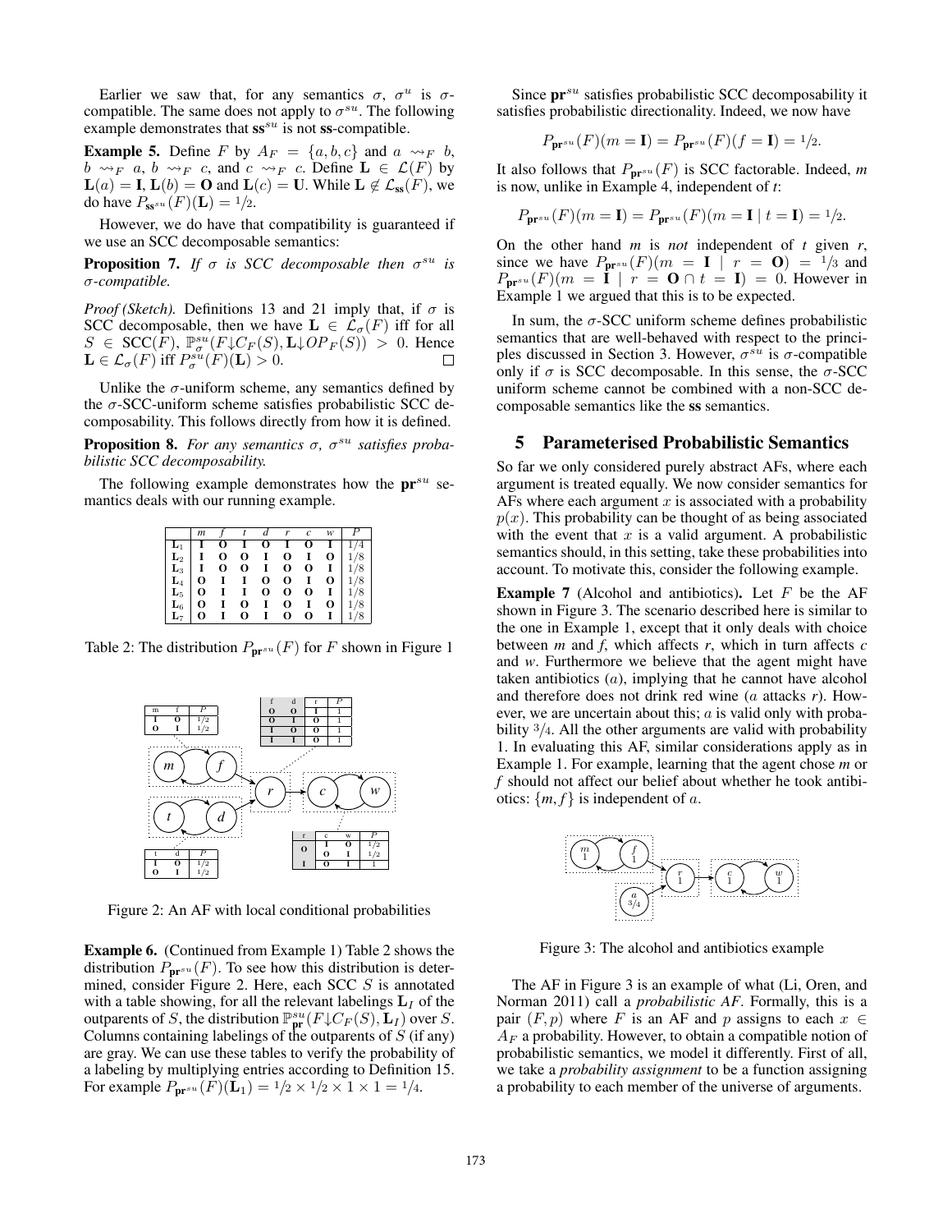Earlier we saw that, for any semantics $\sigma$, $\sigma^u$ is $\sigma$-compatible. The same does not apply to $\sigma^{su}$. The following example demonstrates that $\mathbf{ss}^{su}$ is not $\mathbf{ss}$-compatible.

**Example 5.** Define $F$ by $A_F = \{a, b, c\}$ and $a \rightsquigarrow_F b$, $b \rightsquigarrow_F a$, $b \rightsquigarrow_F c$, and $c \rightsquigarrow_F c$. Define $\mathbf{L} \in \mathcal{L}(F)$ by $\mathbf{L}(a) = \mathbf{I}$, $\mathbf{L}(b) = \mathbf{O}$ and $\mathbf{L}(c) = \mathbf{U}$. While $\mathbf{L} \notin \mathcal{L}_{\mathbf{ss}}(F)$, we do have $P_{\mathbf{ss}^{su}}(F)(\mathbf{L}) = 1/2$.

However, we do have that compatibility is guaranteed if we use an SCC decomposable semantics:

**Proposition 7.** *If $\sigma$ is SCC decomposable then $\sigma^{su}$ is $\sigma$-compatible.*

*Proof (Sketch).* Definitions 13 and 21 imply that, if $\sigma$ is SCC decomposable, then we have $\mathbf{L} \in \mathcal{L}_\sigma(F)$ iff for all $S \in \mathrm{SCC}(F)$, $\mathbb{P}^{su}_\sigma(F{\downarrow}C_F(S), \mathbf{L}{\downarrow}OP_F(S)) > 0$. Hence $\mathbf{L} \in \mathcal{L}_\sigma(F)$ iff $P^{su}_\sigma(F)(\mathbf{L}) > 0$. □

Unlike the $\sigma$-uniform scheme, any semantics defined by the $\sigma$-SCC-uniform scheme satisfies probabilistic SCC decomposability. This follows directly from how it is defined.

**Proposition 8.** *For any semantics $\sigma$, $\sigma^{su}$ satisfies probabilistic SCC decomposability.*

The following example demonstrates how the $\mathbf{pr}^{su}$ semantics deals with our running example.

| | *m* | *f* | *t* | *d* | *r* | *c* | *w* | $P$ |
|---|---|---|---|---|---|---|---|---|
| $\mathbf{L}_1$ | **I** | **O** | **I** | **O** | **I** | **O** | **I** | 1/4 |
| $\mathbf{L}_2$ | **I** | **O** | **O** | **I** | **O** | **I** | **O** | 1/8 |
| $\mathbf{L}_3$ | **I** | **O** | **O** | **I** | **O** | **O** | **I** | 1/8 |
| $\mathbf{L}_4$ | **O** | **I** | **I** | **O** | **O** | **I** | **O** | 1/8 |
| $\mathbf{L}_5$ | **O** | **I** | **I** | **O** | **O** | **O** | **I** | 1/8 |
| $\mathbf{L}_6$ | **O** | **I** | **O** | **I** | **O** | **I** | **O** | 1/8 |
| $\mathbf{L}_7$ | **O** | **I** | **O** | **I** | **O** | **O** | **I** | 1/8 |

Table 2: The distribution $P_{\mathbf{pr}^{su}}(F)$ for $F$ shown in Figure 1

Figure 2: An AF with local conditional probabilities

**Example 6.** (Continued from Example 1) Table 2 shows the distribution $P_{\mathbf{pr}^{su}}(F)$. To see how this distribution is determined, consider Figure 2. Here, each SCC $S$ is annotated with a table showing, for all the relevant labelings $\mathbf{L}_I$ of the outparents of $S$, the distribution $\mathbb{P}^{su}_{\mathbf{pr}}(F{\downarrow}C_F(S), \mathbf{L}_I)$ over $S$. Columns containing labelings of the outparents of $S$ (if any) are gray. We can use these tables to verify the probability of a labeling by multiplying entries according to Definition 15. For example $P_{\mathbf{pr}^{su}}(F)(\mathbf{L}_1) = 1/2 \times 1/2 \times 1 \times 1 = 1/4$.

Since $\mathbf{pr}^{su}$ satisfies probabilistic SCC decomposability it satisfies probabilistic directionality. Indeed, we now have

$$P_{\mathbf{pr}^{su}}(F)(m = \mathbf{I}) = P_{\mathbf{pr}^{su}}(F)(f = \mathbf{I}) = 1/2.$$

It also follows that $P_{\mathbf{pr}^{su}}(F)$ is SCC factorable. Indeed, *m* is now, unlike in Example 4, independent of *t*:

$$P_{\mathbf{pr}^{su}}(F)(m = \mathbf{I}) = P_{\mathbf{pr}^{su}}(F)(m = \mathbf{I} \mid t = \mathbf{I}) = 1/2.$$

On the other hand *m* is *not* independent of *t* given *r*, since we have $P_{\mathbf{pr}^{su}}(F)(m = \mathbf{I} \mid r = \mathbf{O}) = 1/3$ and $P_{\mathbf{pr}^{su}}(F)(m = \mathbf{I} \mid r = \mathbf{O} \cap t = \mathbf{I}) = 0$. However in Example 1 we argued that this is to be expected.

In sum, the $\sigma$-SCC uniform scheme defines probabilistic semantics that are well-behaved with respect to the principles discussed in Section 3. However, $\sigma^{su}$ is $\sigma$-compatible only if $\sigma$ is SCC decomposable. In this sense, the $\sigma$-SCC uniform scheme cannot be combined with a non-SCC decomposable semantics like the **ss** semantics.

## 5 Parameterised Probabilistic Semantics

So far we only considered purely abstract AFs, where each argument is treated equally. We now consider semantics for AFs where each argument $x$ is associated with a probability $p(x)$. This probability can be thought of as being associated with the event that $x$ is a valid argument. A probabilistic semantics should, in this setting, take these probabilities into account. To motivate this, consider the following example.

**Example 7** (Alcohol and antibiotics)**.** Let $F$ be the AF shown in Figure 3. The scenario described here is similar to the one in Example 1, except that it only deals with choice between *m* and *f*, which affects *r*, which in turn affects *c* and *w*. Furthermore we believe that the agent might have taken antibiotics ($a$), implying that he cannot have alcohol and therefore does not drink red wine ($a$ attacks $r$). However, we are uncertain about this; $a$ is valid only with probability $3/4$. All the other arguments are valid with probability 1. In evaluating this AF, similar considerations apply as in Example 1. For example, learning that the agent chose *m* or *f* should not affect our belief about whether he took antibiotics: $\{m, f\}$ is independent of $a$.

Figure 3: The alcohol and antibiotics example

The AF in Figure 3 is an example of what (Li, Oren, and Norman 2011) call a *probabilistic AF*. Formally, this is a pair $(F, p)$ where $F$ is an AF and $p$ assigns to each $x \in A_F$ a probability. However, to obtain a compatible notion of probabilistic semantics, we model it differently. First of all, we take a *probability assignment* to be a function assigning a probability to each member of the universe of arguments.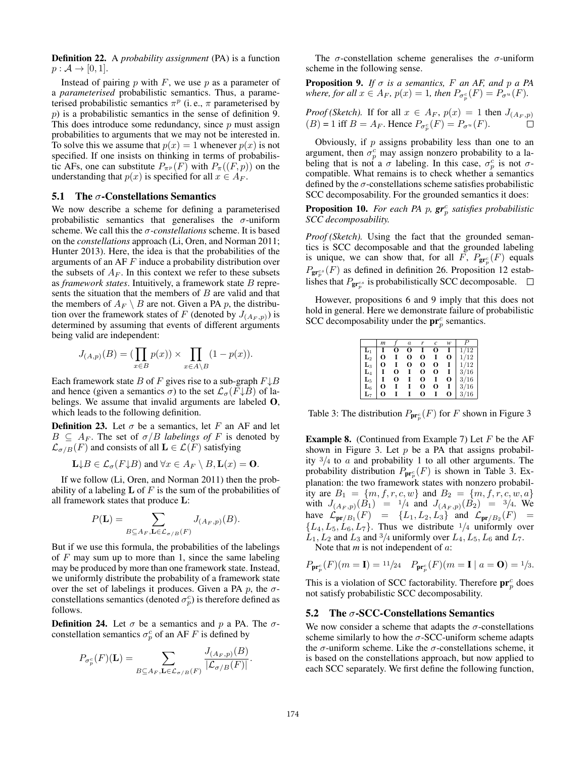**Definition 22.** A *probability assignment* (PA) is a function $p : \mathcal{A} \to [0, 1]$.

Instead of pairing $p$ with $F$, we use $p$ as a parameter of a *parameterised* probabilistic semantics. Thus, a parameterised probabilistic semantics $\pi^p$ (i. e., $\pi$ parameterised by $p$) is a probabilistic semantics in the sense of definition 9. This does introduce some redundancy, since $p$ must assign probabilities to arguments that we may not be interested in. To solve this we assume that $p(x) = 1$ whenever $p(x)$ is not specified. If one insists on thinking in terms of probabilistic AFs, one can substitute $P_{\pi^p}(F)$ with $P_\pi((F, p))$ on the understanding that $p(x)$ is specified for all $x \in A_F$.

### 5.1 The $\sigma$-Constellations Semantics

We now describe a scheme for defining a parameterised probabilistic semantics that generalises the $\sigma$-uniform scheme. We call this the $\sigma$-*constellations* scheme. It is based on the *constellations* approach (Li, Oren, and Norman 2011; Hunter 2013). Here, the idea is that the probabilities of the arguments of an AF $F$ induce a probability distribution over the subsets of $A_F$. In this context we refer to these subsets as *framework states*. Intuitively, a framework state $B$ represents the situation that the members of $B$ are valid and that the members of $A_F \setminus B$ are not. Given a PA $p$, the distribution over the framework states of $F$ (denoted by $J_{(A_F,p)}$) is determined by assuming that events of different arguments being valid are independent:

$$J_{(A,p)}(B) = \left(\prod_{x \in B} p(x)\right) \times \prod_{x \in A \setminus B} (1 - p(x)).$$

Each framework state $B$ of $F$ gives rise to a sub-graph $F{\downarrow}B$ and hence (given a semantics $\sigma$) to the set $\mathcal{L}_\sigma(F{\downarrow}B)$ of labelings. We assume that invalid arguments are labeled $\mathbf{O}$, which leads to the following definition.

**Definition 23.** Let $\sigma$ be a semantics, let $F$ an AF and let $B \subseteq A_F$. The set of $\sigma/B$ *labelings of* $F$ is denoted by $\mathcal{L}_{\sigma/B}(F)$ and consists of all $\mathbf{L} \in \mathcal{L}(F)$ satisfying

$$\mathbf{L}{\downarrow}B \in \mathcal{L}_\sigma(F{\downarrow}B) \text{ and } \forall x \in A_F \setminus B, \mathbf{L}(x) = \mathbf{O}.$$

If we follow (Li, Oren, and Norman 2011) then the probability of a labeling $\mathbf{L}$ of $F$ is the sum of the probabilities of all framework states that produce $\mathbf{L}$:

$$P(\mathbf{L}) = \sum_{B \subseteq A_F, \mathbf{L} \in \mathcal{L}_{\sigma/B}(F)} J_{(A_F,p)}(B).$$

But if we use this formula, the probabilities of the labelings of $F$ may sum up to more than 1, since the same labeling may be produced by more than one framework state. Instead, we uniformly distribute the probability of a framework state over the set of labelings it produces. Given a PA $p$, the $\sigma$-constellations semantics (denoted $\sigma^c_p$) is therefore defined as follows.

**Definition 24.** Let $\sigma$ be a semantics and $p$ a PA. The $\sigma$-constellation semantics $\sigma^c_p$ of an AF $F$ is defined by

$$P_{\sigma^c_p}(F)(\mathbf{L}) = \sum_{B \subseteq A_F, \mathbf{L} \in \mathcal{L}_{\sigma/B}(F)} \frac{J_{(A_F,p)}(B)}{|\mathcal{L}_{\sigma/B}(F)|}.$$

The $\sigma$-constellation scheme generalises the $\sigma$-uniform scheme in the following sense.

**Proposition 9.** *If $\sigma$ is a semantics, $F$ an AF, and $p$ a PA where, for all $x \in A_F$, $p(x) = 1$, then $P_{\sigma^c_p}(F) = P_{\sigma^u}(F)$.*

*Proof (Sketch).* If for all $x \in A_F$, $p(x) = 1$ then $J_{(A_F,p)}(B) = 1$ iff $B = A_F$. Hence $P_{\sigma^c_p}(F) = P_{\sigma^u}(F)$. □

Obviously, if $p$ assigns probability less than one to an argument, then $\sigma^c_p$ may assign nonzero probability to a labeling that is not a $\sigma$ labeling. In this case, $\sigma^c_p$ is not $\sigma$-compatible. What remains is to check whether a semantics defined by the $\sigma$-constellations scheme satisfies probabilistic SCC decomposability. For the grounded semantics it does:

**Proposition 10.** *For each PA $p$, $\mathbf{gr}^c_p$ satisfies probabilistic SCC decomposability.*

*Proof (Sketch).* Using the fact that the grounded semantics is SCC decomposable and that the grounded labeling is unique, we can show that, for all $F$, $P_{\mathbf{gr}^c_p}(F)$ equals $P_{\mathbf{gr}^{cs}_p}(F)$ as defined in definition 26. Proposition 12 establishes that $P_{\mathbf{gr}^{cs}_p}$ is probabilistically SCC decomposable. □

However, propositions 6 and 9 imply that this does not hold in general. Here we demonstrate failure of probabilistic SCC decomposability under the $\mathbf{pr}^c_p$ semantics.

| | $m$ | $f$ | $a$ | $r$ | $c$ | $w$ | $P$ |
|---|---|---|---|---|---|---|---|
| $\mathbf{L}_1$ | **I** | **O** | **O** | **I** | **O** | **I** | $1/12$ |
| $\mathbf{L}_2$ | **O** | **I** | **O** | **O** | **I** | **O** | $1/12$ |
| $\mathbf{L}_3$ | **O** | **I** | **O** | **O** | **O** | **I** | $1/12$ |
| $\mathbf{L}_4$ | **I** | **O** | **I** | **O** | **O** | **I** | $3/16$ |
| $\mathbf{L}_5$ | **I** | **O** | **I** | **O** | **I** | **O** | $3/16$ |
| $\mathbf{L}_6$ | **O** | **I** | **I** | **O** | **O** | **I** | $3/16$ |
| $\mathbf{L}_7$ | **O** | **I** | **I** | **O** | **I** | **O** | $3/16$ |

Table 3: The distribution $P_{\mathbf{pr}^c_p}(F)$ for $F$ shown in Figure 3

**Example 8.** (Continued from Example 7) Let $F$ be the AF shown in Figure 3. Let $p$ be a PA that assigns probability $3/4$ to $a$ and probability 1 to all other arguments. The probability distribution $P_{\mathbf{pr}^c_p}(F)$ is shown in Table 3. Explanation: the two framework states with nonzero probability are $B_1 = \{m, f, r, c, w\}$ and $B_2 = \{m, f, r, c, w, a\}$ with $J_{(A_F,p)}(B_1) = 1/4$ and $J_{(A_F,p)}(B_2) = 3/4$. We have $\mathcal{L}_{\mathbf{pr}/B_1}(F) = \{L_1, L_2, L_3\}$ and $\mathcal{L}_{\mathbf{pr}/B_2}(F) = \{L_4, L_5, L_6, L_7\}$. Thus we distribute $1/4$ uniformly over $L_1$, $L_2$ and $L_3$ and $3/4$ uniformly over $L_4, L_5, L_6$ and $L_7$.

Note that $m$ is not independent of $a$:

$$P_{\mathbf{pr}^c_p}(F)(m = \mathbf{I}) = 11/24 \quad P_{\mathbf{pr}^c_p}(F)(m = \mathbf{I} \mid a = \mathbf{O}) = 1/3.$$

This is a violation of SCC factorability. Therefore $\mathbf{pr}^c_p$ does not satisfy probabilistic SCC decomposability.

### 5.2 The $\sigma$-SCC-Constellations Semantics

We now consider a scheme that adapts the $\sigma$-constellations scheme similarly to how the $\sigma$-SCC-uniform scheme adapts the $\sigma$-uniform scheme. Like the $\sigma$-constellations scheme, it is based on the constellations approach, but now applied to each SCC separately. We first define the following function,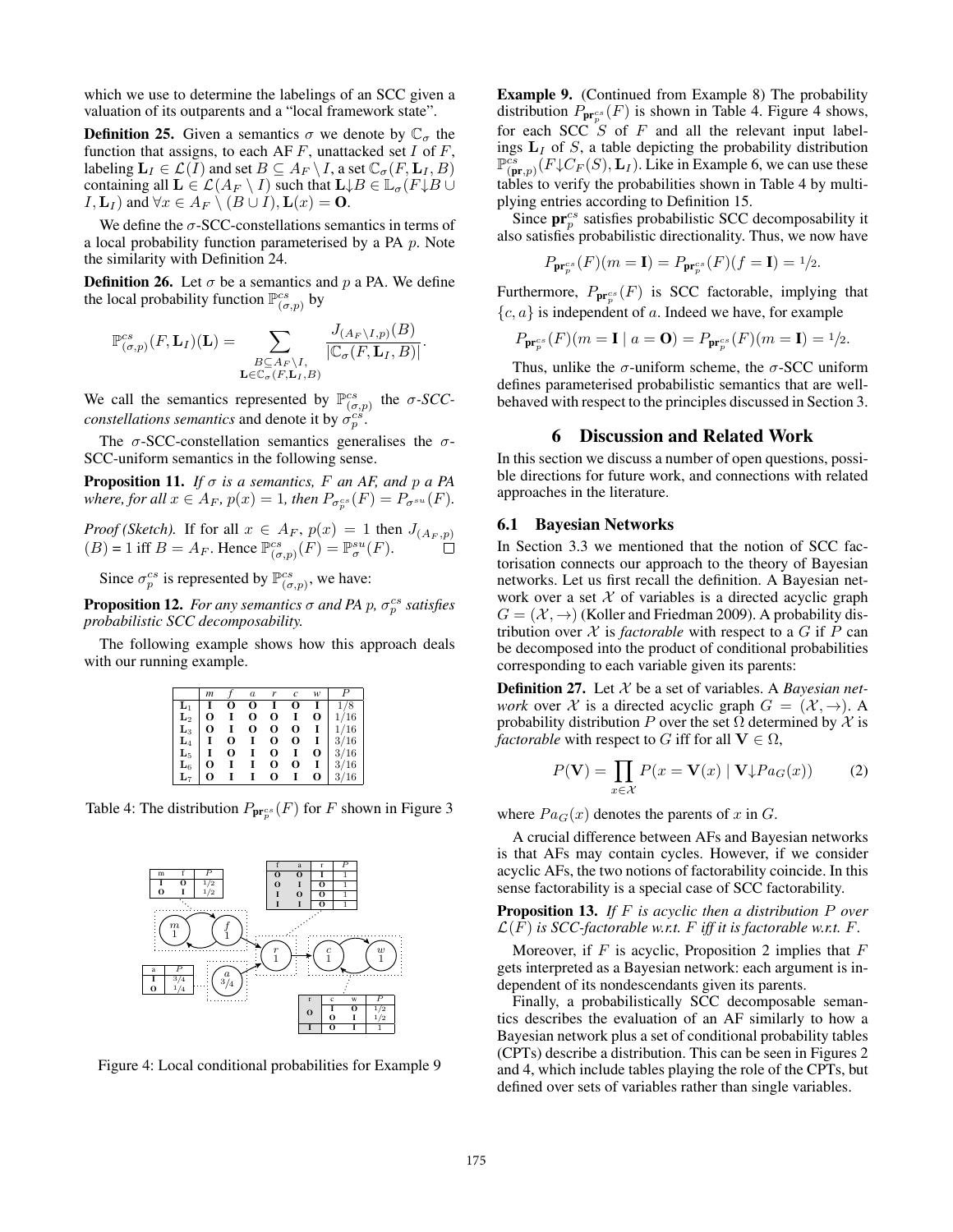which we use to determine the labelings of an SCC given a valuation of its outparents and a "local framework state".

**Definition 25.** Given a semantics $\sigma$ we denote by $\mathbb{C}_\sigma$ the function that assigns, to each AF $F$, unattacked set $I$ of $F$, labeling $\mathbf{L}_I \in \mathcal{L}(I)$ and set $B \subseteq A_F \setminus I$, a set $\mathbb{C}_\sigma(F, \mathbf{L}_I, B)$ containing all $\mathbf{L} \in \mathcal{L}(A_F \setminus I)$ such that $\mathbf{L}{\downarrow}B \in \mathbb{L}_\sigma(F{\downarrow}B \cup I, \mathbf{L}_I)$ and $\forall x \in A_F \setminus (B \cup I), \mathbf{L}(x) = \mathbf{O}$.

We define the $\sigma$-SCC-constellations semantics in terms of a local probability function parameterised by a PA $p$. Note the similarity with Definition 24.

**Definition 26.** Let $\sigma$ be a semantics and $p$ a PA. We define the local probability function $\mathbb{P}^{cs}_{(\sigma,p)}$ by

$$\mathbb{P}^{cs}_{(\sigma,p)}(F, \mathbf{L}_I)(\mathbf{L}) = \sum_{\substack{B \subseteq A_F \setminus I, \\ \mathbf{L} \in \mathbb{C}_\sigma(F, \mathbf{L}_I, B)}} \frac{J_{(A_F \setminus I, p)}(B)}{|\mathbb{C}_\sigma(F, \mathbf{L}_I, B)|}.$$

We call the semantics represented by $\mathbb{P}^{cs}_{(\sigma,p)}$ the *$\sigma$-SCC-constellations semantics* and denote it by $\sigma^{cs}_p$.

The $\sigma$-SCC-constellation semantics generalises the $\sigma$-SCC-uniform semantics in the following sense.

**Proposition 11.** *If $\sigma$ is a semantics, $F$ an AF, and $p$ a PA where, for all $x \in A_F$, $p(x) = 1$, then $P_{\sigma^{cs}_p}(F) = P_{\sigma^{su}}(F)$.*

*Proof (Sketch).* If for all $x \in A_F$, $p(x) = 1$ then $J_{(A_F,p)}(B) = 1$ iff $B = A_F$. Hence $\mathbb{P}^{cs}_{(\sigma,p)}(F) = \mathbb{P}^{su}_\sigma(F)$. □

Since $\sigma^{cs}_p$ is represented by $\mathbb{P}^{cs}_{(\sigma,p)}$, we have:

**Proposition 12.** *For any semantics $\sigma$ and PA $p$, $\sigma^{cs}_p$ satisfies probabilistic SCC decomposability.*

The following example shows how this approach deals with our running example.

| | $m$ | $f$ | $a$ | $r$ | $c$ | $w$ | $P$ |
|---|---|---|---|---|---|---|---|
| $\mathbf{L}_1$ | **I** | **O** | **O** | **I** | **O** | **I** | 1/8 |
| $\mathbf{L}_2$ | **O** | **I** | **O** | **O** | **I** | **O** | 1/16 |
| $\mathbf{L}_3$ | **O** | **I** | **O** | **O** | **O** | **I** | 1/16 |
| $\mathbf{L}_4$ | **I** | **O** | **I** | **O** | **O** | **I** | 3/16 |
| $\mathbf{L}_5$ | **I** | **O** | **I** | **O** | **I** | **O** | 3/16 |
| $\mathbf{L}_6$ | **O** | **I** | **I** | **O** | **O** | **I** | 3/16 |
| $\mathbf{L}_7$ | **O** | **I** | **I** | **O** | **I** | **O** | 3/16 |

Table 4: The distribution $P_{\mathbf{pr}^{cs}_p}(F)$ for $F$ shown in Figure 3

Figure 4: Local conditional probabilities for Example 9

**Example 9.** (Continued from Example 8) The probability distribution $P_{\mathbf{pr}^{cs}_p}(F)$ is shown in Table 4. Figure 4 shows, for each SCC $S$ of $F$ and all the relevant input labelings $\mathbf{L}_I$ of $S$, a table depicting the probability distribution $\mathbb{P}^{cs}_{(\mathbf{pr},p)}(F{\downarrow}C_F(S), \mathbf{L}_I)$. Like in Example 6, we can use these tables to verify the probabilities shown in Table 4 by multiplying entries according to Definition 15.

Since $\mathbf{pr}^{cs}_p$ satisfies probabilistic SCC decomposability it also satisfies probabilistic directionality. Thus, we now have

$$P_{\mathbf{pr}^{cs}_p}(F)(m = \mathbf{I}) = P_{\mathbf{pr}^{cs}_p}(F)(f = \mathbf{I}) = 1/2.$$

Furthermore, $P_{\mathbf{pr}^{cs}_p}(F)$ is SCC factorable, implying that $\{c, a\}$ is independent of $a$. Indeed we have, for example

$$P_{\mathbf{pr}^{cs}_p}(F)(m = \mathbf{I} \mid a = \mathbf{O}) = P_{\mathbf{pr}^{cs}_p}(F)(m = \mathbf{I}) = 1/2.$$

Thus, unlike the $\sigma$-uniform scheme, the $\sigma$-SCC uniform defines parameterised probabilistic semantics that are well-behaved with respect to the principles discussed in Section 3.

## 6 Discussion and Related Work

In this section we discuss a number of open questions, possible directions for future work, and connections with related approaches in the literature.

### 6.1 Bayesian Networks

In Section 3.3 we mentioned that the notion of SCC factorisation connects our approach to the theory of Bayesian networks. Let us first recall the definition. A Bayesian network over a set $\mathcal{X}$ of variables is a directed acyclic graph $G = (\mathcal{X}, \rightarrow)$ (Koller and Friedman 2009). A probability distribution over $\mathcal{X}$ is *factorable* with respect to a $G$ if $P$ can be decomposed into the product of conditional probabilities corresponding to each variable given its parents:

**Definition 27.** Let $\mathcal{X}$ be a set of variables. A *Bayesian network* over $\mathcal{X}$ is a directed acyclic graph $G = (\mathcal{X}, \rightarrow)$. A probability distribution $P$ over the set $\Omega$ determined by $\mathcal{X}$ is *factorable* with respect to $G$ iff for all $\mathbf{V} \in \Omega$,

$$P(\mathbf{V}) = \prod_{x \in \mathcal{X}} P(x = \mathbf{V}(x) \mid \mathbf{V}{\downarrow}Pa_G(x)) \qquad (2)$$

where $Pa_G(x)$ denotes the parents of $x$ in $G$.

A crucial difference between AFs and Bayesian networks is that AFs may contain cycles. However, if we consider acyclic AFs, the two notions of factorability coincide. In this sense factorability is a special case of SCC factorability.

**Proposition 13.** *If $F$ is acyclic then a distribution $P$ over $\mathcal{L}(F)$ is SCC-factorable w.r.t. $F$ iff it is factorable w.r.t. $F$.*

Moreover, if $F$ is acyclic, Proposition 2 implies that $F$ gets interpreted as a Bayesian network: each argument is independent of its nondescendants given its parents.

Finally, a probabilistically SCC decomposable semantics describes the evaluation of an AF similarly to how a Bayesian network plus a set of conditional probability tables (CPTs) describe a distribution. This can be seen in Figures 2 and 4, which include tables playing the role of the CPTs, but defined over sets of variables rather than single variables.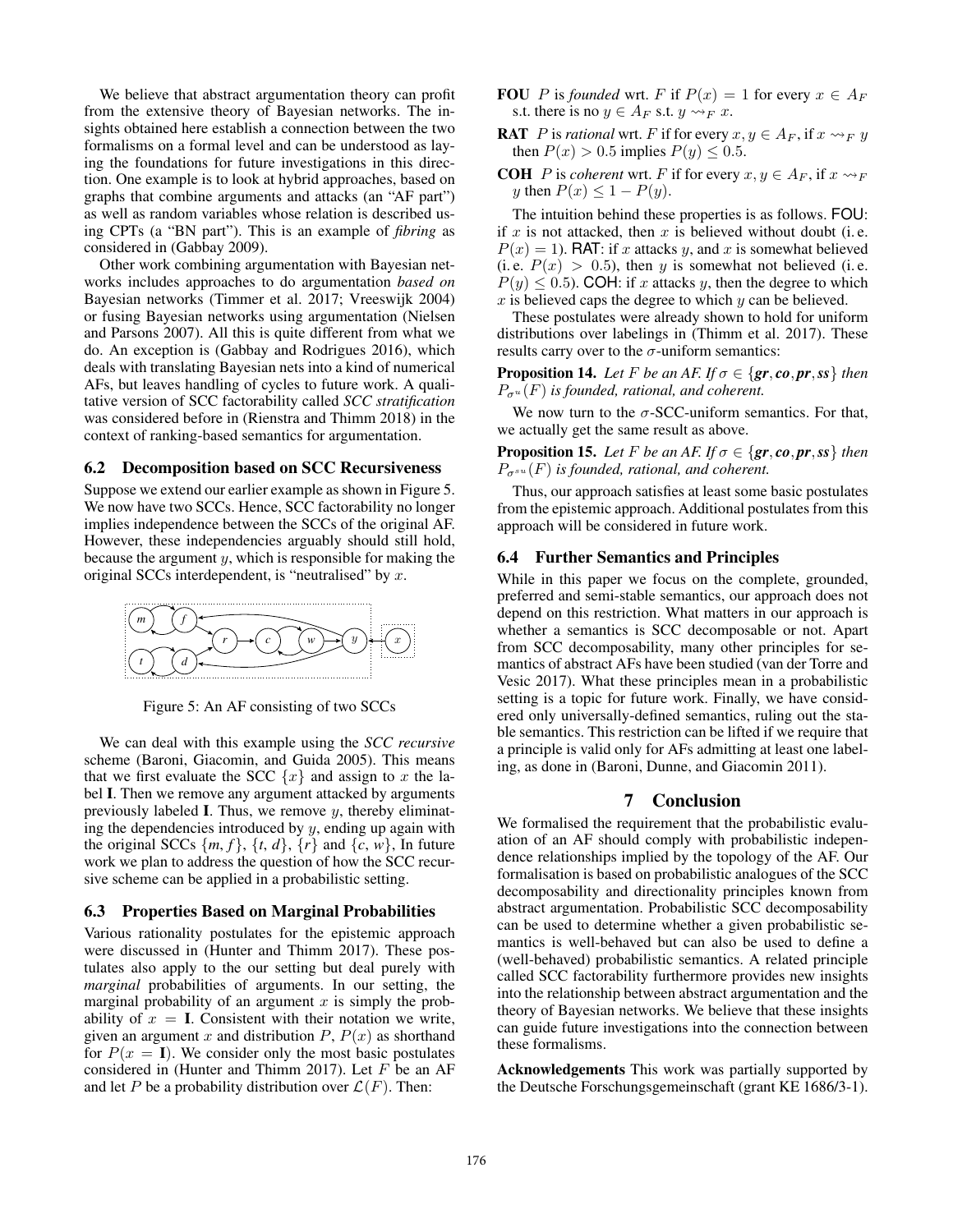We believe that abstract argumentation theory can profit from the extensive theory of Bayesian networks. The insights obtained here establish a connection between the two formalisms on a formal level and can be understood as laying the foundations for future investigations in this direction. One example is to look at hybrid approaches, based on graphs that combine arguments and attacks (an "AF part") as well as random variables whose relation is described using CPTs (a "BN part"). This is an example of *fibring* as considered in (Gabbay 2009).

Other work combining argumentation with Bayesian networks includes approaches to do argumentation *based on* Bayesian networks (Timmer et al. 2017; Vreeswijk 2004) or fusing Bayesian networks using argumentation (Nielsen and Parsons 2007). All this is quite different from what we do. An exception is (Gabbay and Rodrigues 2016), which deals with translating Bayesian nets into a kind of numerical AFs, but leaves handling of cycles to future work. A qualitative version of SCC factorability called *SCC stratification* was considered before in (Rienstra and Thimm 2018) in the context of ranking-based semantics for argumentation.

## 6.2 Decomposition based on SCC Recursiveness

Suppose we extend our earlier example as shown in Figure 5. We now have two SCCs. Hence, SCC factorability no longer implies independence between the SCCs of the original AF. However, these independencies arguably should still hold, because the argument $y$, which is responsible for making the original SCCs interdependent, is "neutralised" by $x$.

Figure 5: An AF consisting of two SCCs

We can deal with this example using the *SCC recursive* scheme (Baroni, Giacomin, and Guida 2005). This means that we first evaluate the SCC $\{x\}$ and assign to $x$ the label **I**. Then we remove any argument attacked by arguments previously labeled **I**. Thus, we remove $y$, thereby eliminating the dependencies introduced by $y$, ending up again with the original SCCs $\{m, f\}$, $\{t, d\}$, $\{r\}$ and $\{c, w\}$, In future work we plan to address the question of how the SCC recursive scheme can be applied in a probabilistic setting.

## 6.3 Properties Based on Marginal Probabilities

Various rationality postulates for the epistemic approach were discussed in (Hunter and Thimm 2017). These postulates also apply to the our setting but deal purely with *marginal* probabilities of arguments. In our setting, the marginal probability of an argument $x$ is simply the probability of $x = \mathbf{I}$. Consistent with their notation we write, given an argument $x$ and distribution $P$, $P(x)$ as shorthand for $P(x = \mathbf{I})$. We consider only the most basic postulates considered in (Hunter and Thimm 2017). Let $F$ be an AF and let $P$ be a probability distribution over $\mathcal{L}(F)$. Then:

**FOU** $P$ is *founded* wrt. $F$ if $P(x) = 1$ for every $x \in A_F$ s.t. there is no $y \in A_F$ s.t. $y \rightsquigarrow_F x$.

**RAT** $P$ is *rational* wrt. $F$ if for every $x, y \in A_F$, if $x \rightsquigarrow_F y$ then $P(x) > 0.5$ implies $P(y) \leq 0.5$.

**COH** $P$ is *coherent* wrt. $F$ if for every $x, y \in A_F$, if $x \rightsquigarrow_F y$ then $P(x) \leq 1 - P(y)$.

The intuition behind these properties is as follows. FOU: if $x$ is not attacked, then $x$ is believed without doubt (i. e. $P(x) = 1$). RAT: if $x$ attacks $y$, and $x$ is somewhat believed (i. e. $P(x) > 0.5$), then $y$ is somewhat not believed (i. e. $P(y) \leq 0.5$). COH: if $x$ attacks $y$, then the degree to which $x$ is believed caps the degree to which $y$ can be believed.

These postulates were already shown to hold for uniform distributions over labelings in (Thimm et al. 2017). These results carry over to the $\sigma$-uniform semantics:

**Proposition 14.** *Let $F$ be an AF. If $\sigma \in \{\boldsymbol{gr}, \boldsymbol{co}, \boldsymbol{pr}, \boldsymbol{ss}\}$ then $P_{\sigma^u}(F)$ is founded, rational, and coherent.*

We now turn to the $\sigma$-SCC-uniform semantics. For that, we actually get the same result as above.

**Proposition 15.** *Let $F$ be an AF. If $\sigma \in \{\boldsymbol{gr}, \boldsymbol{co}, \boldsymbol{pr}, \boldsymbol{ss}\}$ then $P_{\sigma^{su}}(F)$ is founded, rational, and coherent.*

Thus, our approach satisfies at least some basic postulates from the epistemic approach. Additional postulates from this approach will be considered in future work.

## 6.4 Further Semantics and Principles

While in this paper we focus on the complete, grounded, preferred and semi-stable semantics, our approach does not depend on this restriction. What matters in our approach is whether a semantics is SCC decomposable or not. Apart from SCC decomposability, many other principles for semantics of abstract AFs have been studied (van der Torre and Vesic 2017). What these principles mean in a probabilistic setting is a topic for future work. Finally, we have considered only universally-defined semantics, ruling out the stable semantics. This restriction can be lifted if we require that a principle is valid only for AFs admitting at least one labeling, as done in (Baroni, Dunne, and Giacomin 2011).

# 7 Conclusion

We formalised the requirement that the probabilistic evaluation of an AF should comply with probabilistic independence relationships implied by the topology of the AF. Our formalisation is based on probabilistic analogues of the SCC decomposability and directionality principles known from abstract argumentation. Probabilistic SCC decomposability can be used to determine whether a given probabilistic semantics is well-behaved but can also be used to define a (well-behaved) probabilistic semantics. A related principle called SCC factorability furthermore provides new insights into the relationship between abstract argumentation and the theory of Bayesian networks. We believe that these insights can guide future investigations into the connection between these formalisms.

**Acknowledgements** This work was partially supported by the Deutsche Forschungsgemeinschaft (grant KE 1686/3-1).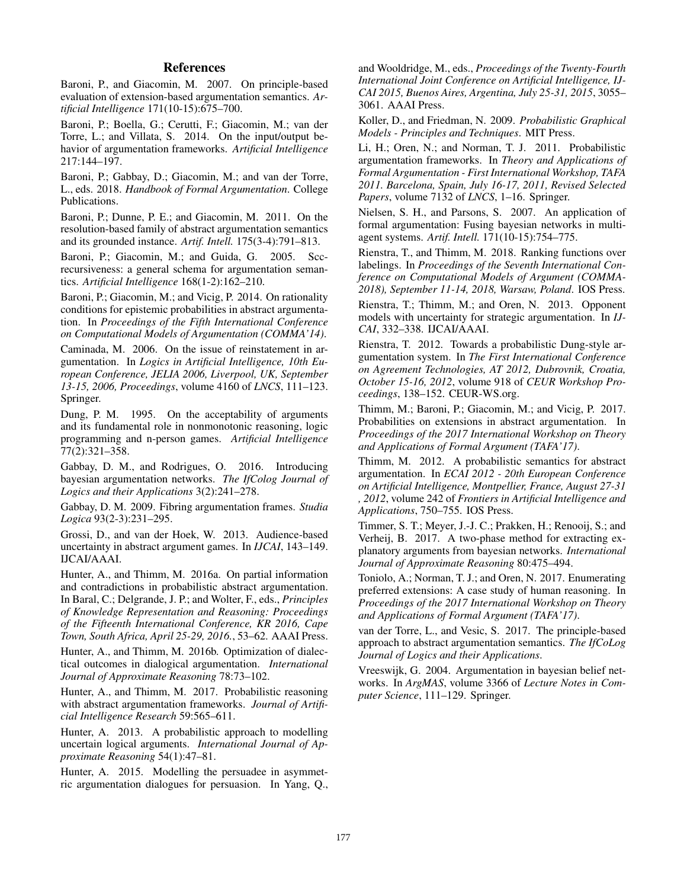## References

Baroni, P., and Giacomin, M. 2007. On principle-based evaluation of extension-based argumentation semantics. *Artificial Intelligence* 171(10-15):675–700.

Baroni, P.; Boella, G.; Cerutti, F.; Giacomin, M.; van der Torre, L.; and Villata, S. 2014. On the input/output behavior of argumentation frameworks. *Artificial Intelligence* 217:144–197.

Baroni, P.; Gabbay, D.; Giacomin, M.; and van der Torre, L., eds. 2018. *Handbook of Formal Argumentation*. College Publications.

Baroni, P.; Dunne, P. E.; and Giacomin, M. 2011. On the resolution-based family of abstract argumentation semantics and its grounded instance. *Artif. Intell.* 175(3-4):791–813.

Baroni, P.; Giacomin, M.; and Guida, G. 2005. Scc-recursiveness: a general schema for argumentation semantics. *Artificial Intelligence* 168(1-2):162–210.

Baroni, P.; Giacomin, M.; and Vicig, P. 2014. On rationality conditions for epistemic probabilities in abstract argumentation. In *Proceedings of the Fifth International Conference on Computational Models of Argumentation (COMMA'14)*.

Caminada, M. 2006. On the issue of reinstatement in argumentation. In *Logics in Artificial Intelligence, 10th European Conference, JELIA 2006, Liverpool, UK, September 13-15, 2006, Proceedings*, volume 4160 of *LNCS*, 111–123. Springer.

Dung, P. M. 1995. On the acceptability of arguments and its fundamental role in nonmonotonic reasoning, logic programming and n-person games. *Artificial Intelligence* 77(2):321–358.

Gabbay, D. M., and Rodrigues, O. 2016. Introducing bayesian argumentation networks. *The IfColog Journal of Logics and their Applications* 3(2):241–278.

Gabbay, D. M. 2009. Fibring argumentation frames. *Studia Logica* 93(2-3):231–295.

Grossi, D., and van der Hoek, W. 2013. Audience-based uncertainty in abstract argument games. In *IJCAI*, 143–149. IJCAI/AAAI.

Hunter, A., and Thimm, M. 2016a. On partial information and contradictions in probabilistic abstract argumentation. In Baral, C.; Delgrande, J. P.; and Wolter, F., eds., *Principles of Knowledge Representation and Reasoning: Proceedings of the Fifteenth International Conference, KR 2016, Cape Town, South Africa, April 25-29, 2016.*, 53–62. AAAI Press.

Hunter, A., and Thimm, M. 2016b. Optimization of dialectical outcomes in dialogical argumentation. *International Journal of Approximate Reasoning* 78:73–102.

Hunter, A., and Thimm, M. 2017. Probabilistic reasoning with abstract argumentation frameworks. *Journal of Artificial Intelligence Research* 59:565–611.

Hunter, A. 2013. A probabilistic approach to modelling uncertain logical arguments. *International Journal of Approximate Reasoning* 54(1):47–81.

Hunter, A. 2015. Modelling the persuadee in asymmetric argumentation dialogues for persuasion. In Yang, Q., and Wooldridge, M., eds., *Proceedings of the Twenty-Fourth International Joint Conference on Artificial Intelligence, IJCAI 2015, Buenos Aires, Argentina, July 25-31, 2015*, 3055–3061. AAAI Press.

Koller, D., and Friedman, N. 2009. *Probabilistic Graphical Models - Principles and Techniques*. MIT Press.

Li, H.; Oren, N.; and Norman, T. J. 2011. Probabilistic argumentation frameworks. In *Theory and Applications of Formal Argumentation - First International Workshop, TAFA 2011. Barcelona, Spain, July 16-17, 2011, Revised Selected Papers*, volume 7132 of *LNCS*, 1–16. Springer.

Nielsen, S. H., and Parsons, S. 2007. An application of formal argumentation: Fusing bayesian networks in multi-agent systems. *Artif. Intell.* 171(10-15):754–775.

Rienstra, T., and Thimm, M. 2018. Ranking functions over labelings. In *Proceedings of the Seventh International Conference on Computational Models of Argument (COMMA-2018), September 11-14, 2018, Warsaw, Poland*. IOS Press.

Rienstra, T.; Thimm, M.; and Oren, N. 2013. Opponent models with uncertainty for strategic argumentation. In *IJCAI*, 332–338. IJCAI/AAAI.

Rienstra, T. 2012. Towards a probabilistic Dung-style argumentation system. In *The First International Conference on Agreement Technologies, AT 2012, Dubrovnik, Croatia, October 15-16, 2012*, volume 918 of *CEUR Workshop Proceedings*, 138–152. CEUR-WS.org.

Thimm, M.; Baroni, P.; Giacomin, M.; and Vicig, P. 2017. Probabilities on extensions in abstract argumentation. In *Proceedings of the 2017 International Workshop on Theory and Applications of Formal Argument (TAFA'17)*.

Thimm, M. 2012. A probabilistic semantics for abstract argumentation. In *ECAI 2012 - 20th European Conference on Artificial Intelligence, Montpellier, France, August 27-31 , 2012*, volume 242 of *Frontiers in Artificial Intelligence and Applications*, 750–755. IOS Press.

Timmer, S. T.; Meyer, J.-J. C.; Prakken, H.; Renooij, S.; and Verheij, B. 2017. A two-phase method for extracting explanatory arguments from bayesian networks. *International Journal of Approximate Reasoning* 80:475–494.

Toniolo, A.; Norman, T. J.; and Oren, N. 2017. Enumerating preferred extensions: A case study of human reasoning. In *Proceedings of the 2017 International Workshop on Theory and Applications of Formal Argument (TAFA'17)*.

van der Torre, L., and Vesic, S. 2017. The principle-based approach to abstract argumentation semantics. *The IfCoLog Journal of Logics and their Applications*.

Vreeswijk, G. 2004. Argumentation in bayesian belief networks. In *ArgMAS*, volume 3366 of *Lecture Notes in Computer Science*, 111–129. Springer.